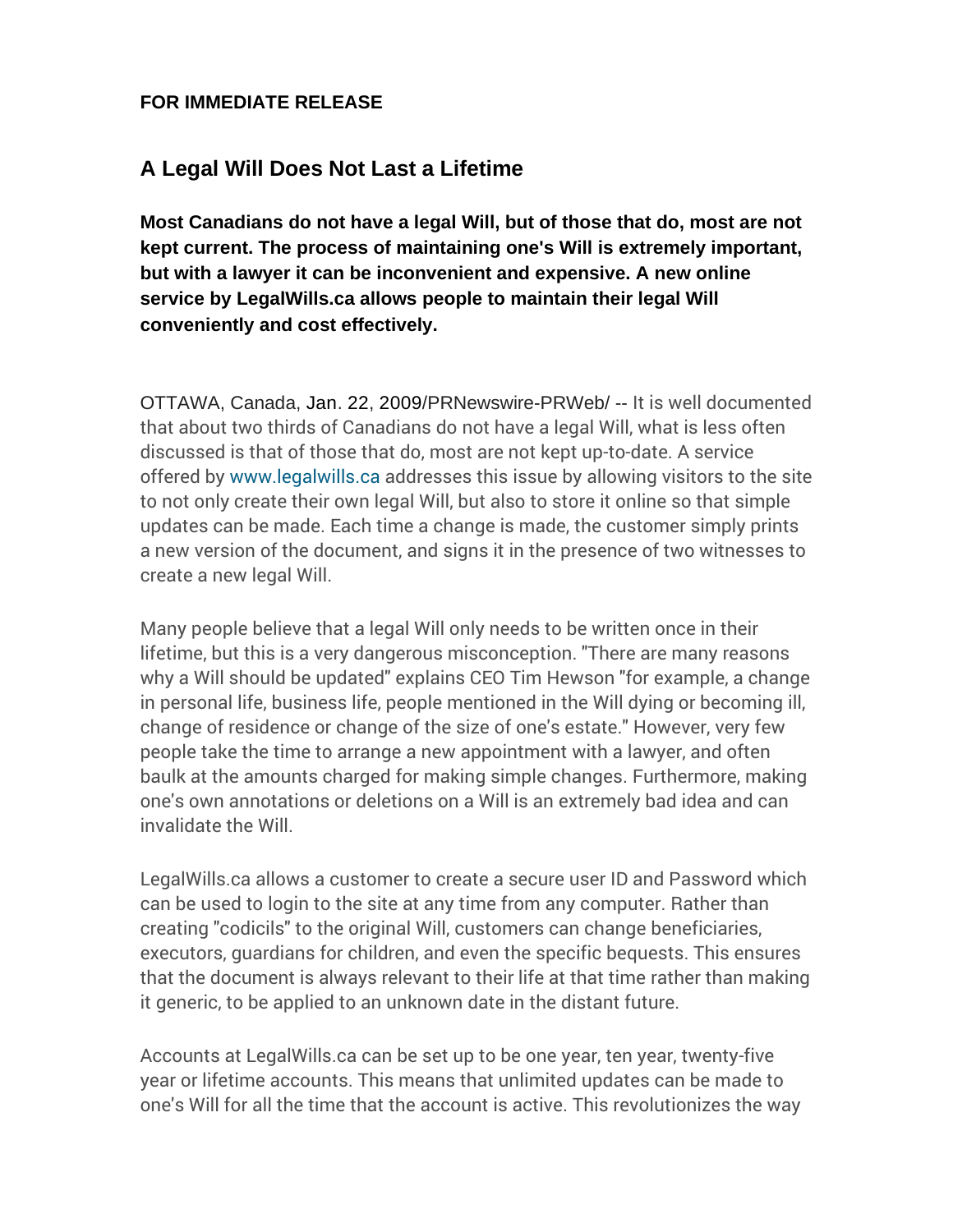**FOR IMMEDIATE RELEASE**

## A Legal Will Does Not Last a Lifetime

**Most Canadians do not have a legal Will, but of those that do, most are not kept current. The process of maintaining one's Will is extremely important, but with a lawyer it can be inconvenient and expensive. A new online service by LegalWills.ca allows people to maintain their legal Will conveniently and cost effectively.**

OTTAWA, Canada, Jan. 22, 2009/PRNewswire-PRWeb/ -- It is well documented that about two thirds of Canadians do not have a legal Will, what is less often discussed is that of those that do, most are not kept up-to-date. A service offered by www.legalwills.ca addresses this issue by allowing visitors to the site to not only create their own legal Will, but also to store it online so that simple updates can be made. Each time a change is made, the customer simply prints a new version of the document, and signs it in the presence of two witnesses to create a new legal Will.

Many people believe that a legal Will only needs to be written once in their lifetime, but this is a very dangerous misconception. "There are many reasons why a Will should be updated" explains CEO Tim Hewson "for example, a change in personal life, business life, people mentioned in the Will dying or becoming ill, change of residence or change of the size of one's estate." However, very few people take the time to arrange a new appointment with a lawyer, and often baulk at the amounts charged for making simple changes. Furthermore, making one's own annotations or deletions on a Will is an extremely bad idea and can invalidate the Will.

LegalWills.ca allows a customer to create a secure user ID and Password which can be used to login to the site at any time from any computer. Rather than creating "codicils" to the original Will, customers can change beneficiaries, executors, guardians for children, and even the specific bequests. This ensures that the document is always relevant to their life at that time rather than making it generic, to be applied to an unknown date in the distant future.

Accounts at LegalWills.ca can be set up to be one year, ten year, twenty-five year or lifetime accounts. This means that unlimited updates can be made to one's Will for all the time that the account is active. This revolutionizes the way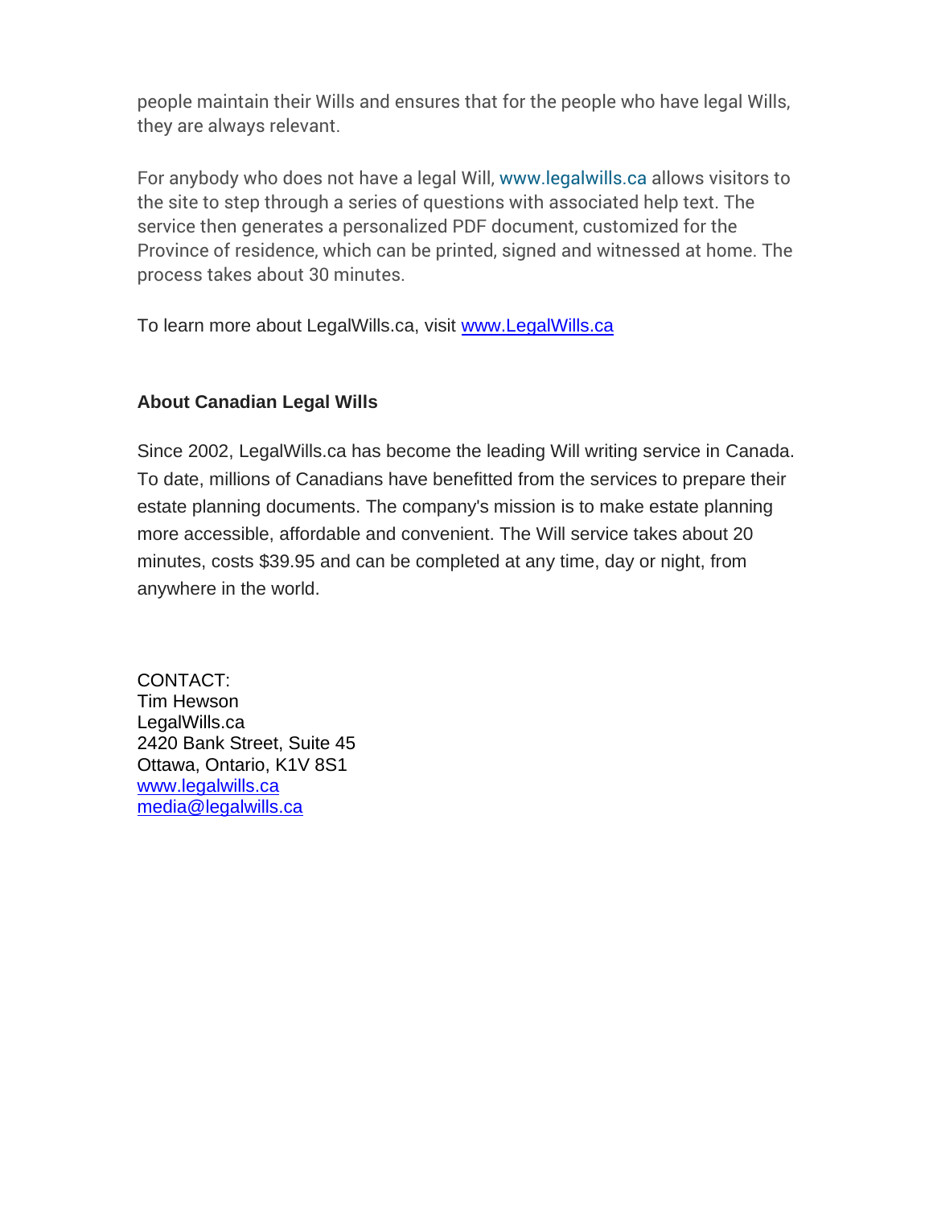people maintain their Wills and ensures that for the people who have legal Wills, they are always relevant.

For anybody who does not have a legal Will, www.legalwills.ca allows visitors to the site to step through a series of questions with associated help text. The service then generates a personalized PDF document, customized for the Province of residence, which can be printed, signed and witnessed at home. The process takes about 30 minutes.

To learn more about LegalWills.ca, visit www.LegalWills.ca

**About Canadian Legal Wills**

Since 2002, LegalWills.ca has become the leading Will writing service in Canada. To date, millions of Canadians have benefitted from the services to prepare their estate planning documents. The company's mission is to make estate planning more accessible, affordable and convenient. The Will service takes about 20 minutes, costs $39.95 and can be completed at any time, day or night, from anywhere in the world.

CONTACT:
Tim Hewson
LegalWills.ca
2420 Bank Street, Suite 45
Ottawa, Ontario, K1V 8S1
www.legalwills.ca
media@legalwills.ca